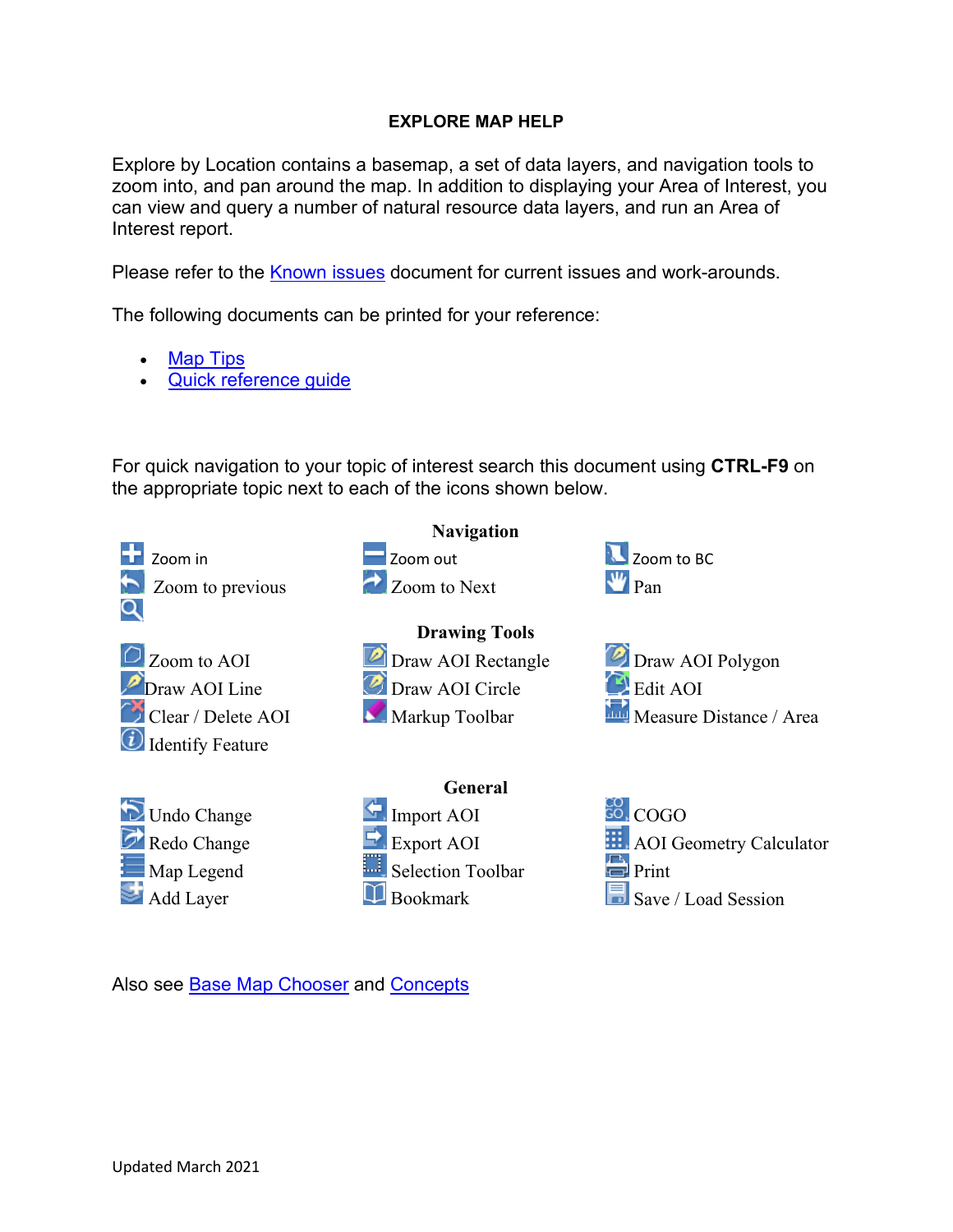# EXPLORE MAP HELP

Explore by Location contains a basemap, a set of data layers, and navigation tools to zoom into, and pan around the map. In addition to displaying your Area of Interest, you can view and query a number of natural resource data layers, and run an Area of Interest report.

Please refer to the Known issues document for current issues and work-arounds.

The following documents can be printed for your reference:

- Map Tips
- Quick reference guide

For quick navigation to your topic of interest search this document using **CTRL-F9** on the appropriate topic next to each of the icons shown below.

## Navigation

| | | |
|---|---|---|
| Zoom in | Zoom out | Zoom to BC |
| Zoom to previous | Zoom to Next | Pan |

## Drawing Tools

| | | |
|---|---|---|
| Zoom to AOI | Draw AOI Rectangle | Draw AOI Polygon |
| Draw AOI Line | Draw AOI Circle | Edit AOI |
| Clear / Delete AOI | Markup Toolbar | Measure Distance / Area |
| Identify Feature | | |

## General

| | | |
|---|---|---|
| Undo Change | Import AOI | COGO |
| Redo Change | Export AOI | AOI Geometry Calculator |
| Map Legend | Selection Toolbar | Print |
| Add Layer | Bookmark | Save / Load Session |

Also see Base Map Chooser and Concepts

Updated March 2021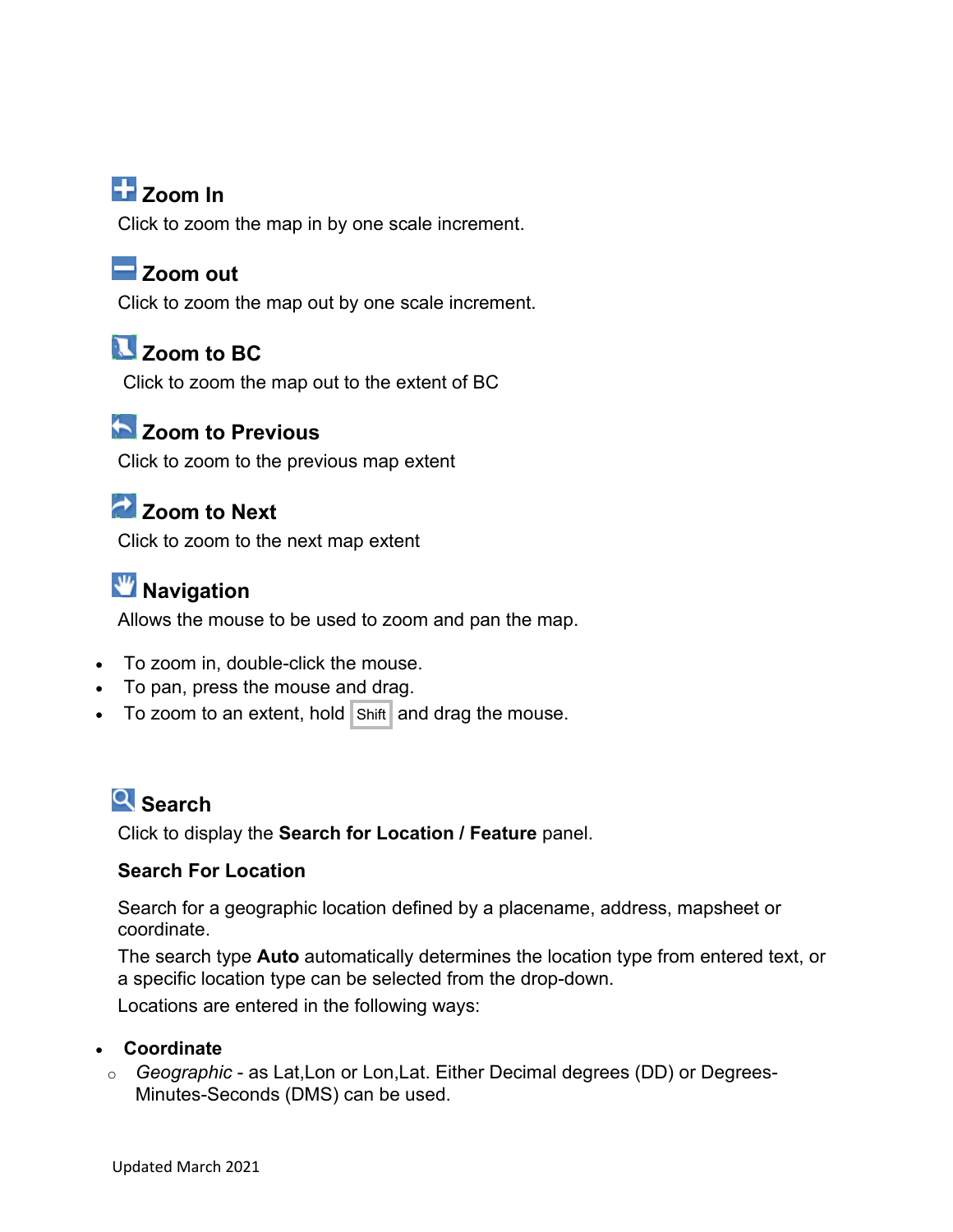### Zoom In

Click to zoom the map in by one scale increment.

### Zoom out

Click to zoom the map out by one scale increment.

### Zoom to BC

Click to zoom the map out to the extent of BC

### Zoom to Previous

Click to zoom to the previous map extent

### Zoom to Next

Click to zoom to the next map extent

### Navigation

Allows the mouse to be used to zoom and pan the map.

- To zoom in, double-click the mouse.
- To pan, press the mouse and drag.
- To zoom to an extent, hold Shift and drag the mouse.

### Search

Click to display the **Search for Location / Feature** panel.

**Search For Location**

Search for a geographic location defined by a placename, address, mapsheet or coordinate.

The search type **Auto** automatically determines the location type from entered text, or a specific location type can be selected from the drop-down.

Locations are entered in the following ways:

- **Coordinate**
  - *Geographic* - as Lat,Lon or Lon,Lat. Either Decimal degrees (DD) or Degrees-Minutes-Seconds (DMS) can be used.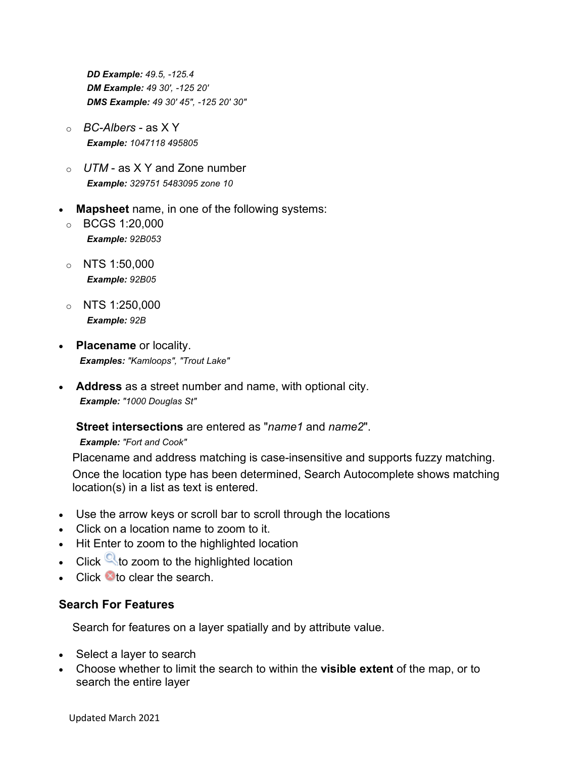***DD Example:*** *49.5, -125.4*
***DM Example:*** *49 30', -125 20'*
***DMS Example:*** *49 30' 45", -125 20' 30"*

- *BC-Albers* - as X Y
  ***Example:*** *1047118 495805*
- *UTM* - as X Y and Zone number
  ***Example:*** *329751 5483095 zone 10*

- **Mapsheet** name, in one of the following systems:
  - BCGS 1:20,000
    ***Example:*** *92B053*
  - NTS 1:50,000
    ***Example:*** *92B05*
  - NTS 1:250,000
    ***Example:*** *92B*
- **Placename** or locality.
  ***Examples:*** *"Kamloops", "Trout Lake"*
- **Address** as a street number and name, with optional city.
  ***Example:*** *"1000 Douglas St"*

  **Street intersections** are entered as "*name1* and *name2*".
  ***Example:*** *"Fort and Cook"*

Placename and address matching is case-insensitive and supports fuzzy matching.

Once the location type has been determined, Search Autocomplete shows matching location(s) in a list as text is entered.

- Use the arrow keys or scroll bar to scroll through the locations
- Click on a location name to zoom to it.
- Hit Enter to zoom to the highlighted location
- Click to zoom to the highlighted location
- Click to clear the search.

### Search For Features

Search for features on a layer spatially and by attribute value.

- Select a layer to search
- Choose whether to limit the search to within the **visible extent** of the map, or to search the entire layer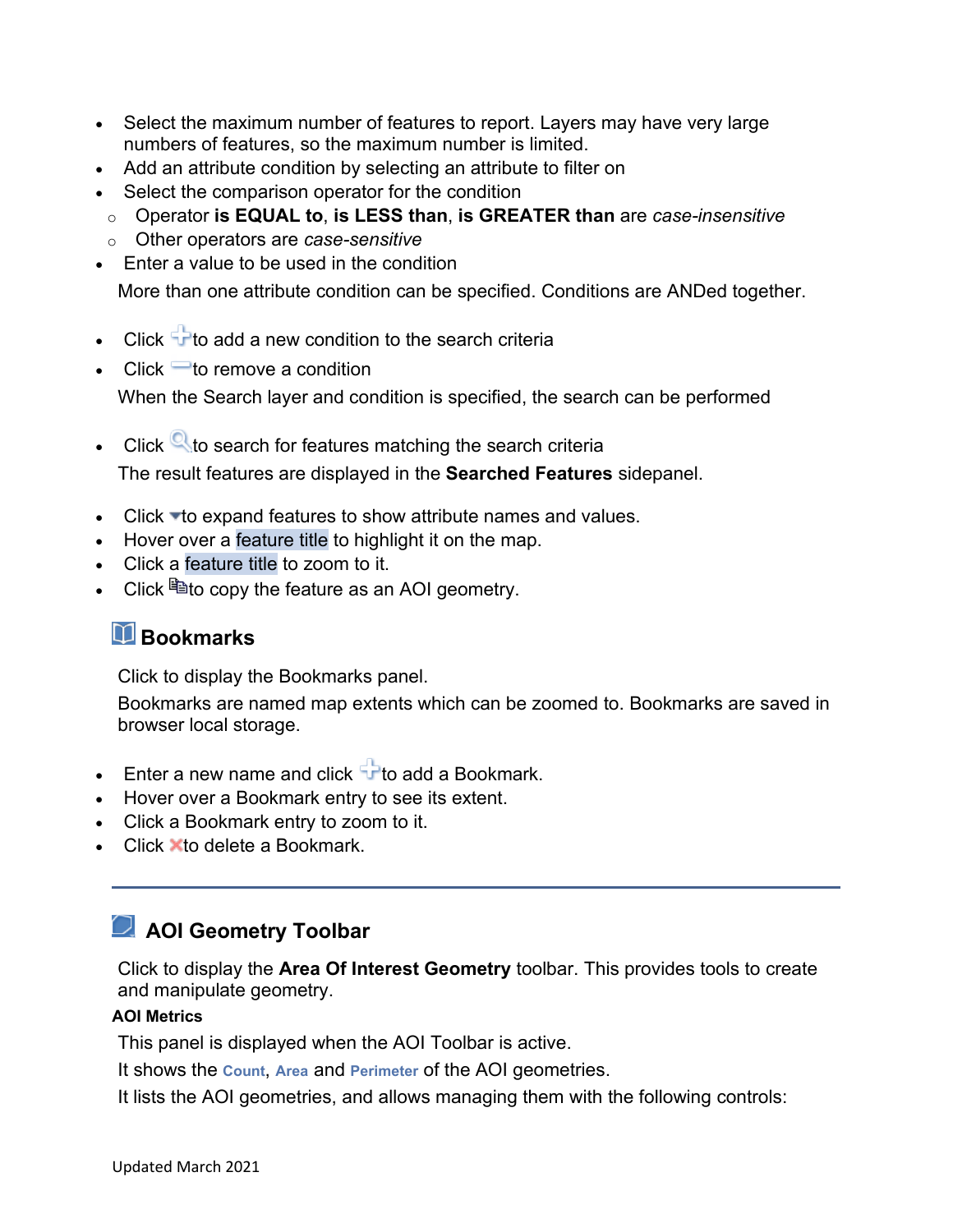- Select the maximum number of features to report. Layers may have very large numbers of features, so the maximum number is limited.
- Add an attribute condition by selecting an attribute to filter on
- Select the comparison operator for the condition
  - Operator **is EQUAL to**, **is LESS than**, **is GREATER than** are *case-insensitive*
  - Other operators are *case-sensitive*
- Enter a value to be used in the condition

More than one attribute condition can be specified. Conditions are ANDed together.

- Click to add a new condition to the search criteria
- Click to remove a condition

When the Search layer and condition is specified, the search can be performed

- Click to search for features matching the search criteria

The result features are displayed in the **Searched Features** sidepanel.

- Click to expand features to show attribute names and values.
- Hover over a feature title to highlight it on the map.
- Click a feature title to zoom to it.
- Click to copy the feature as an AOI geometry.

## Bookmarks

Click to display the Bookmarks panel.

Bookmarks are named map extents which can be zoomed to. Bookmarks are saved in browser local storage.

- Enter a new name and click to add a Bookmark.
- Hover over a Bookmark entry to see its extent.
- Click a Bookmark entry to zoom to it.
- Click to delete a Bookmark.

---

## AOI Geometry Toolbar

Click to display the **Area Of Interest Geometry** toolbar. This provides tools to create and manipulate geometry.

### AOI Metrics

This panel is displayed when the AOI Toolbar is active.

It shows the **Count**, **Area** and **Perimeter** of the AOI geometries.

It lists the AOI geometries, and allows managing them with the following controls: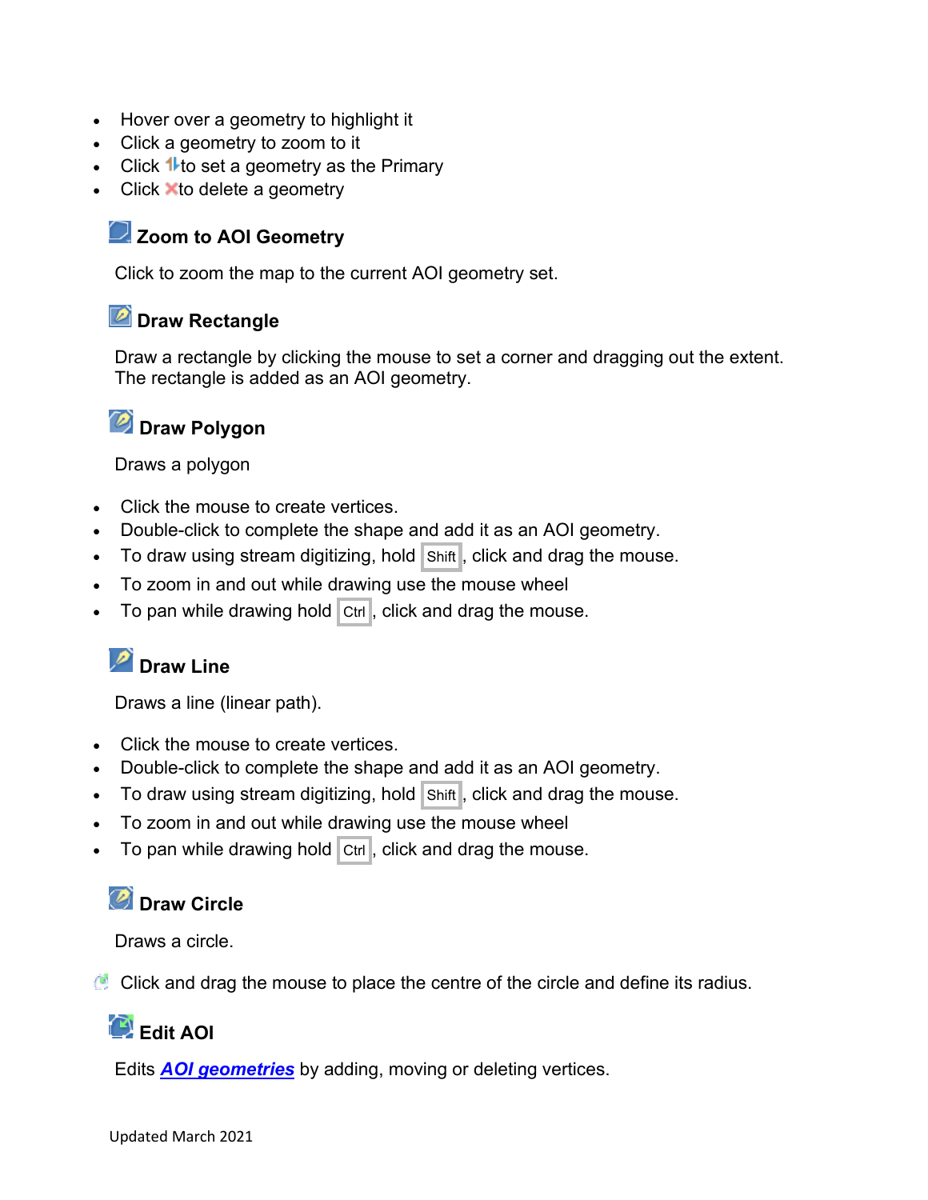- Hover over a geometry to highlight it
- Click a geometry to zoom to it
- Click to set a geometry as the Primary
- Click to delete a geometry

### Zoom to AOI Geometry

Click to zoom the map to the current AOI geometry set.

### Draw Rectangle

Draw a rectangle by clicking the mouse to set a corner and dragging out the extent. The rectangle is added as an AOI geometry.

### Draw Polygon

Draws a polygon

- Click the mouse to create vertices.
- Double-click to complete the shape and add it as an AOI geometry.
- To draw using stream digitizing, hold Shift, click and drag the mouse.
- To zoom in and out while drawing use the mouse wheel
- To pan while drawing hold Ctrl, click and drag the mouse.

### Draw Line

Draws a line (linear path).

- Click the mouse to create vertices.
- Double-click to complete the shape and add it as an AOI geometry.
- To draw using stream digitizing, hold Shift, click and drag the mouse.
- To zoom in and out while drawing use the mouse wheel
- To pan while drawing hold Ctrl, click and drag the mouse.

### Draw Circle

Draws a circle.

Click and drag the mouse to place the centre of the circle and define its radius.

### Edit AOI

Edits ***AOI geometries*** by adding, moving or deleting vertices.

Updated March 2021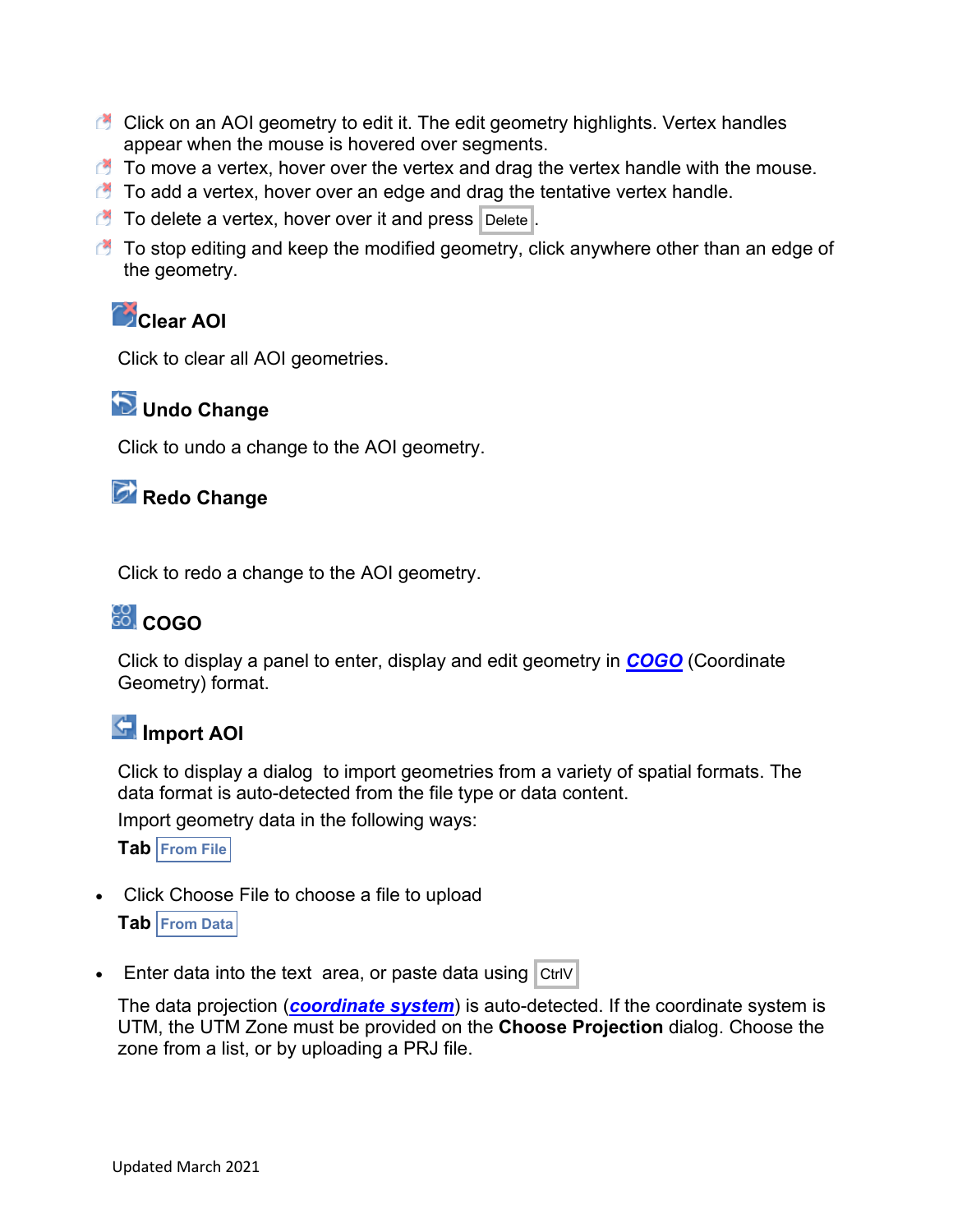- Click on an AOI geometry to edit it. The edit geometry highlights. Vertex handles appear when the mouse is hovered over segments.
- To move a vertex, hover over the vertex and drag the vertex handle with the mouse.
- To add a vertex, hover over an edge and drag the tentative vertex handle.
- To delete a vertex, hover over it and press `Delete`.
- To stop editing and keep the modified geometry, click anywhere other than an edge of the geometry.

### Clear AOI

Click to clear all AOI geometries.

### Undo Change

Click to undo a change to the AOI geometry.

### Redo Change

Click to redo a change to the AOI geometry.

### COGO

Click to display a panel to enter, display and edit geometry in ***COGO*** (Coordinate Geometry) format.

### Import AOI

Click to display a dialog to import geometries from a variety of spatial formats. The data format is auto-detected from the file type or data content.

Import geometry data in the following ways:

**Tab** From File

- Click Choose File to choose a file to upload

**Tab** From Data

- Enter data into the text area, or paste data using `CtrlV`

The data projection (***coordinate system***) is auto-detected. If the coordinate system is UTM, the UTM Zone must be provided on the **Choose Projection** dialog. Choose the zone from a list, or by uploading a PRJ file.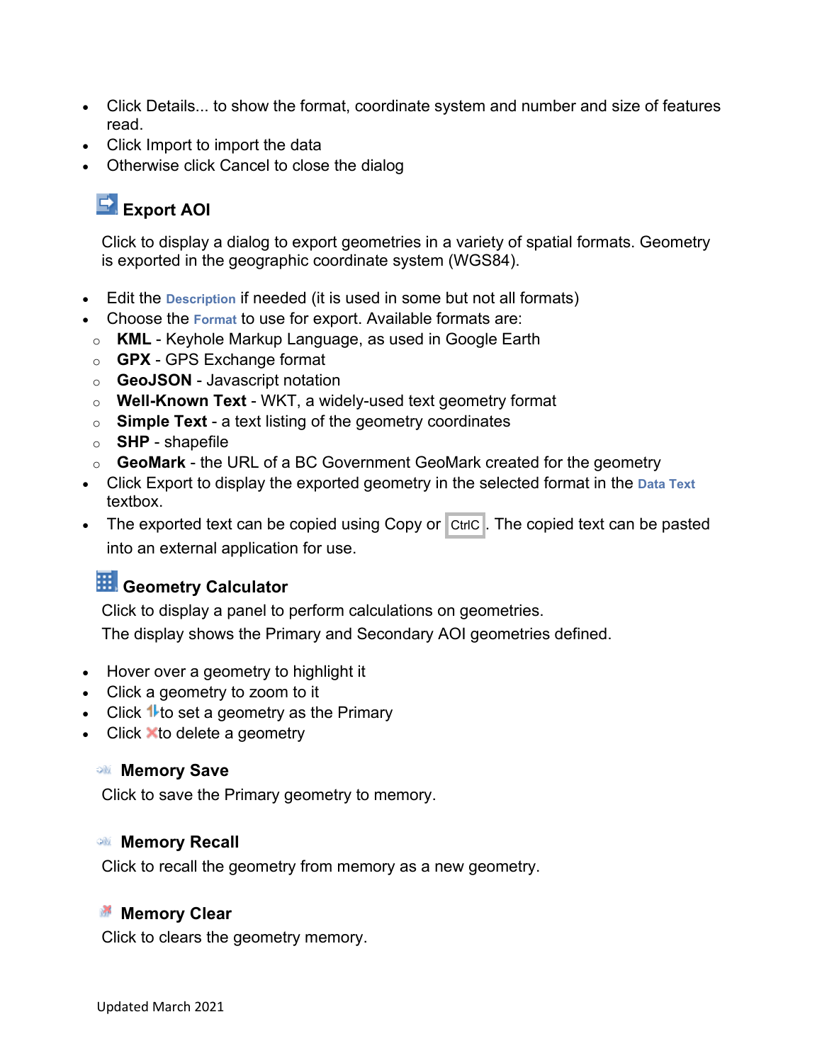- Click Details... to show the format, coordinate system and number and size of features read.
- Click Import to import the data
- Otherwise click Cancel to close the dialog

### Export AOI

Click to display a dialog to export geometries in a variety of spatial formats. Geometry is exported in the geographic coordinate system (WGS84).

- Edit the **Description** if needed (it is used in some but not all formats)
- Choose the **Format** to use for export. Available formats are:
  - **KML** - Keyhole Markup Language, as used in Google Earth
  - **GPX** - GPS Exchange format
  - **GeoJSON** - Javascript notation
  - **Well-Known Text** - WKT, a widely-used text geometry format
  - **Simple Text** - a text listing of the geometry coordinates
  - **SHP** - shapefile
  - **GeoMark** - the URL of a BC Government GeoMark created for the geometry
- Click Export to display the exported geometry in the selected format in the **Data Text** textbox.
- The exported text can be copied using Copy or CtrlC. The copied text can be pasted into an external application for use.

### Geometry Calculator

Click to display a panel to perform calculations on geometries.
The display shows the Primary and Secondary AOI geometries defined.

- Hover over a geometry to highlight it
- Click a geometry to zoom to it
- Click to set a geometry as the Primary
- Click to delete a geometry

#### Memory Save

Click to save the Primary geometry to memory.

#### Memory Recall

Click to recall the geometry from memory as a new geometry.

#### Memory Clear

Click to clears the geometry memory.

Updated March 2021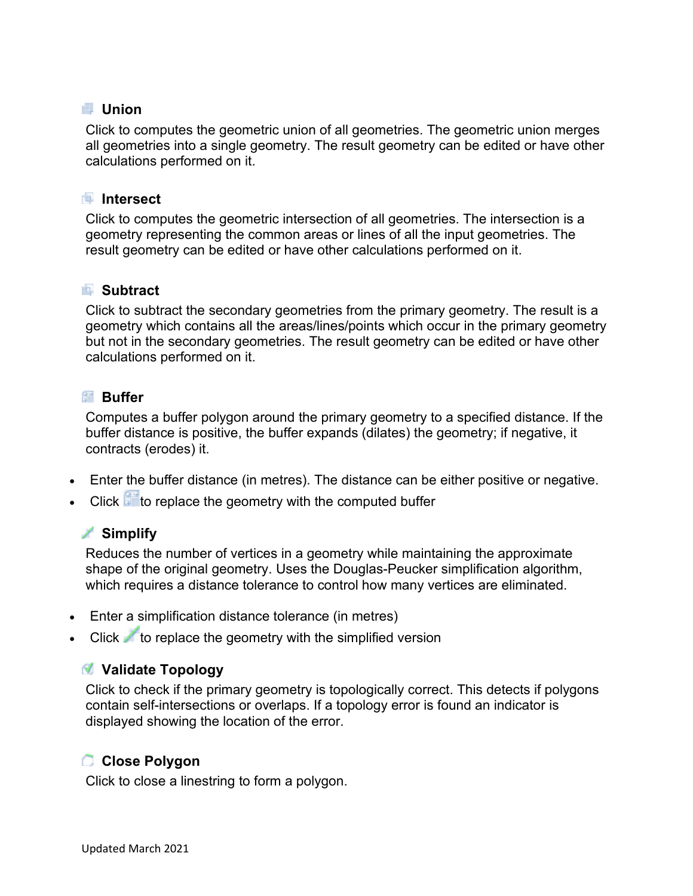### Union

Click to computes the geometric union of all geometries. The geometric union merges all geometries into a single geometry. The result geometry can be edited or have other calculations performed on it.

### Intersect

Click to computes the geometric intersection of all geometries. The intersection is a geometry representing the common areas or lines of all the input geometries. The result geometry can be edited or have other calculations performed on it.

### Subtract

Click to subtract the secondary geometries from the primary geometry. The result is a geometry which contains all the areas/lines/points which occur in the primary geometry but not in the secondary geometries. The result geometry can be edited or have other calculations performed on it.

### Buffer

Computes a buffer polygon around the primary geometry to a specified distance. If the buffer distance is positive, the buffer expands (dilates) the geometry; if negative, it contracts (erodes) it.

- Enter the buffer distance (in metres). The distance can be either positive or negative.
- Click to replace the geometry with the computed buffer

### Simplify

Reduces the number of vertices in a geometry while maintaining the approximate shape of the original geometry. Uses the Douglas-Peucker simplification algorithm, which requires a distance tolerance to control how many vertices are eliminated.

- Enter a simplification distance tolerance (in metres)
- Click to replace the geometry with the simplified version

### Validate Topology

Click to check if the primary geometry is topologically correct. This detects if polygons contain self-intersections or overlaps. If a topology error is found an indicator is displayed showing the location of the error.

### Close Polygon

Click to close a linestring to form a polygon.

Updated March 2021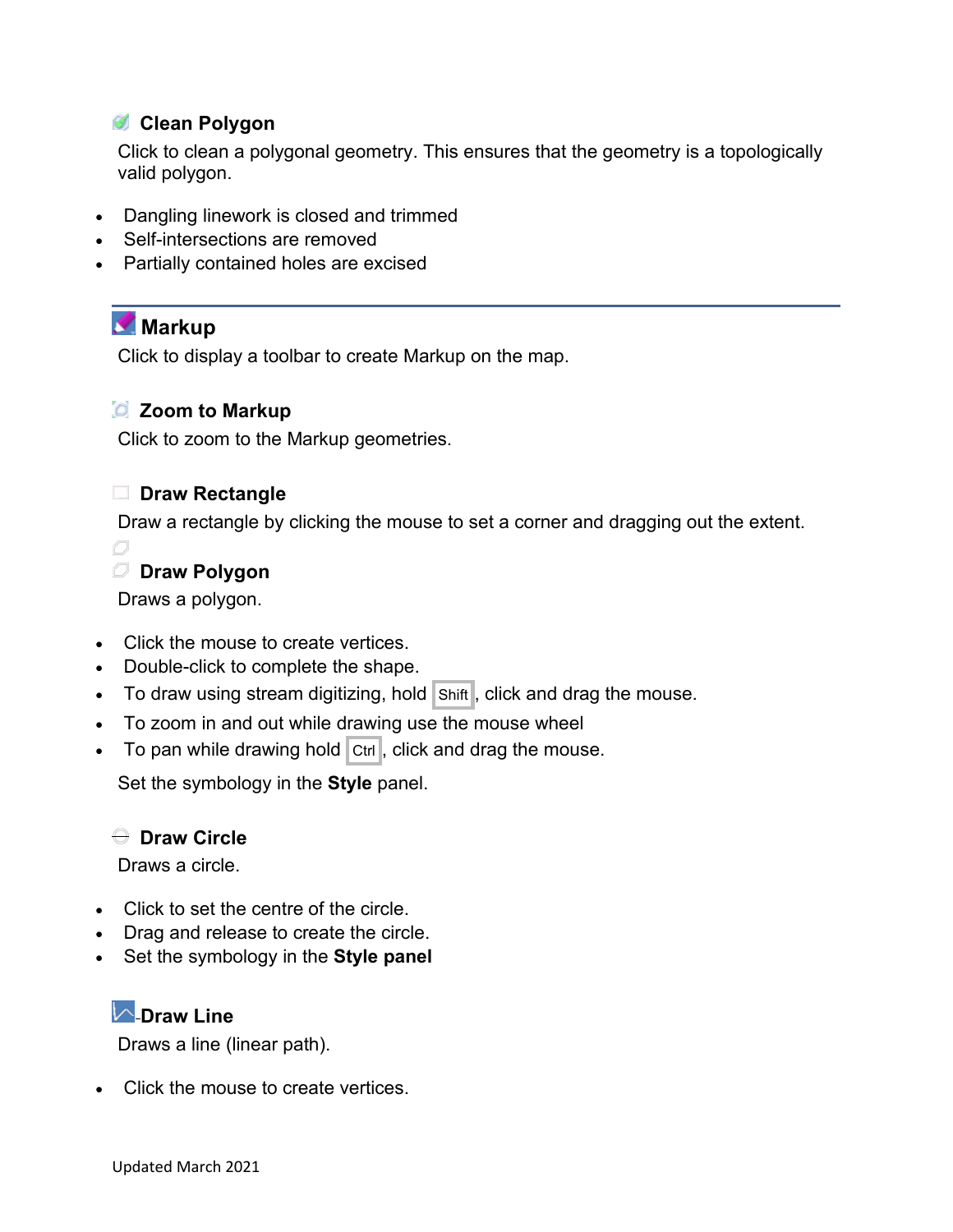### Clean Polygon

Click to clean a polygonal geometry. This ensures that the geometry is a topologically valid polygon.

- Dangling linework is closed and trimmed
- Self-intersections are removed
- Partially contained holes are excised

---

### Markup

Click to display a toolbar to create Markup on the map.

### Zoom to Markup

Click to zoom to the Markup geometries.

### Draw Rectangle

Draw a rectangle by clicking the mouse to set a corner and dragging out the extent.

### Draw Polygon

Draws a polygon.

- Click the mouse to create vertices.
- Double-click to complete the shape.
- To draw using stream digitizing, hold Shift, click and drag the mouse.
- To zoom in and out while drawing use the mouse wheel
- To pan while drawing hold Ctrl, click and drag the mouse.

Set the symbology in the **Style** panel.

### Draw Circle

Draws a circle.

- Click to set the centre of the circle.
- Drag and release to create the circle.
- Set the symbology in the **Style panel**

### Draw Line

Draws a line (linear path).

- Click the mouse to create vertices.

Updated March 2021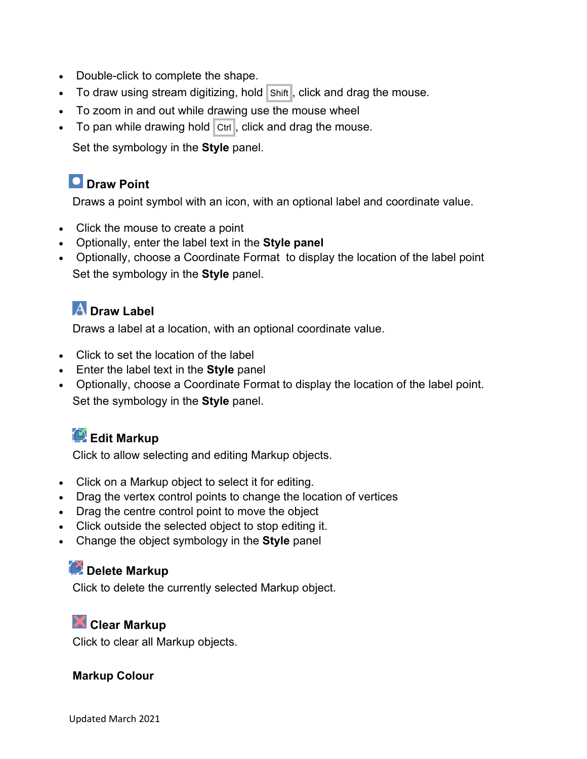- Double-click to complete the shape.
- To draw using stream digitizing, hold Shift, click and drag the mouse.
- To zoom in and out while drawing use the mouse wheel
- To pan while drawing hold Ctrl, click and drag the mouse.

Set the symbology in the **Style** panel.

### Draw Point

Draws a point symbol with an icon, with an optional label and coordinate value.

- Click the mouse to create a point
- Optionally, enter the label text in the **Style panel**
- Optionally, choose a Coordinate Format to display the location of the label point

Set the symbology in the **Style** panel.

### Draw Label

Draws a label at a location, with an optional coordinate value.

- Click to set the location of the label
- Enter the label text in the **Style** panel
- Optionally, choose a Coordinate Format to display the location of the label point.

Set the symbology in the **Style** panel.

### Edit Markup

Click to allow selecting and editing Markup objects.

- Click on a Markup object to select it for editing.
- Drag the vertex control points to change the location of vertices
- Drag the centre control point to move the object
- Click outside the selected object to stop editing it.
- Change the object symbology in the **Style** panel

### Delete Markup

Click to delete the currently selected Markup object.

### Clear Markup

Click to clear all Markup objects.

**Markup Colour**

Updated March 2021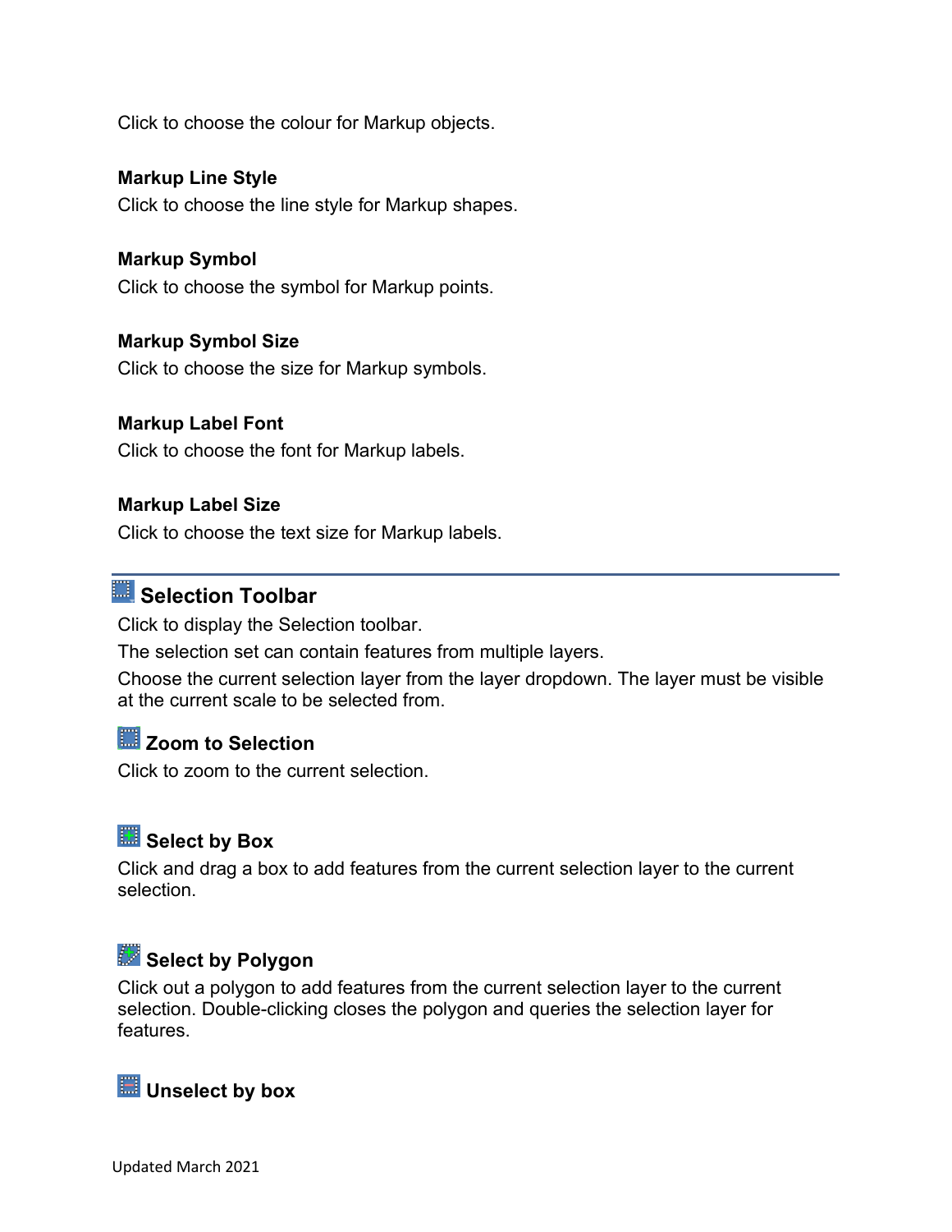Click to choose the colour for Markup objects.

**Markup Line Style**

Click to choose the line style for Markup shapes.

**Markup Symbol**

Click to choose the symbol for Markup points.

**Markup Symbol Size**

Click to choose the size for Markup symbols.

**Markup Label Font**

Click to choose the font for Markup labels.

**Markup Label Size**

Click to choose the text size for Markup labels.

---

## Selection Toolbar

Click to display the Selection toolbar.

The selection set can contain features from multiple layers.

Choose the current selection layer from the layer dropdown. The layer must be visible at the current scale to be selected from.

### Zoom to Selection

Click to zoom to the current selection.

### Select by Box

Click and drag a box to add features from the current selection layer to the current selection.

### Select by Polygon

Click out a polygon to add features from the current selection layer to the current selection. Double-clicking closes the polygon and queries the selection layer for features.

### Unselect by box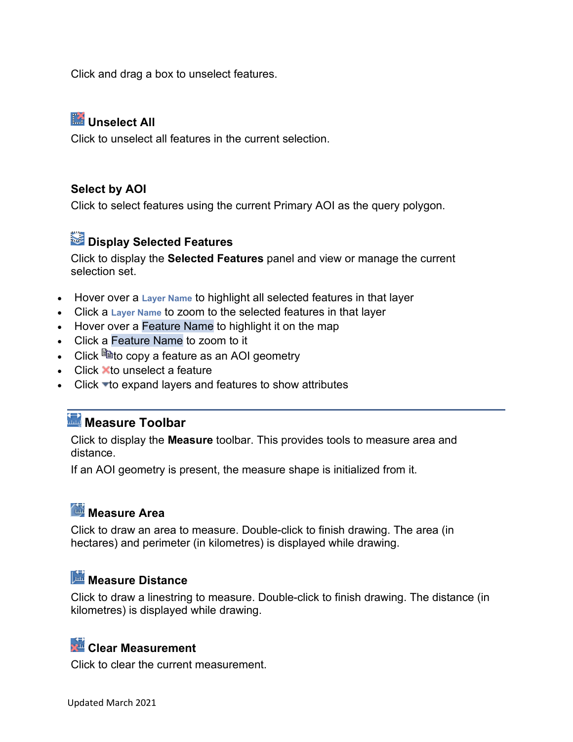Click and drag a box to unselect features.

### Unselect All

Click to unselect all features in the current selection.

### Select by AOI

Click to select features using the current Primary AOI as the query polygon.

### Display Selected Features

Click to display the **Selected Features** panel and view or manage the current selection set.

- Hover over a Layer Name to highlight all selected features in that layer
- Click a Layer Name to zoom to the selected features in that layer
- Hover over a Feature Name to highlight it on the map
- Click a Feature Name to zoom to it
- Click to copy a feature as an AOI geometry
- Click to unselect a feature
- Click to expand layers and features to show attributes

---

## Measure Toolbar

Click to display the **Measure** toolbar. This provides tools to measure area and distance.

If an AOI geometry is present, the measure shape is initialized from it.

### Measure Area

Click to draw an area to measure. Double-click to finish drawing. The area (in hectares) and perimeter (in kilometres) is displayed while drawing.

### Measure Distance

Click to draw a linestring to measure. Double-click to finish drawing. The distance (in kilometres) is displayed while drawing.

### Clear Measurement

Click to clear the current measurement.

Updated March 2021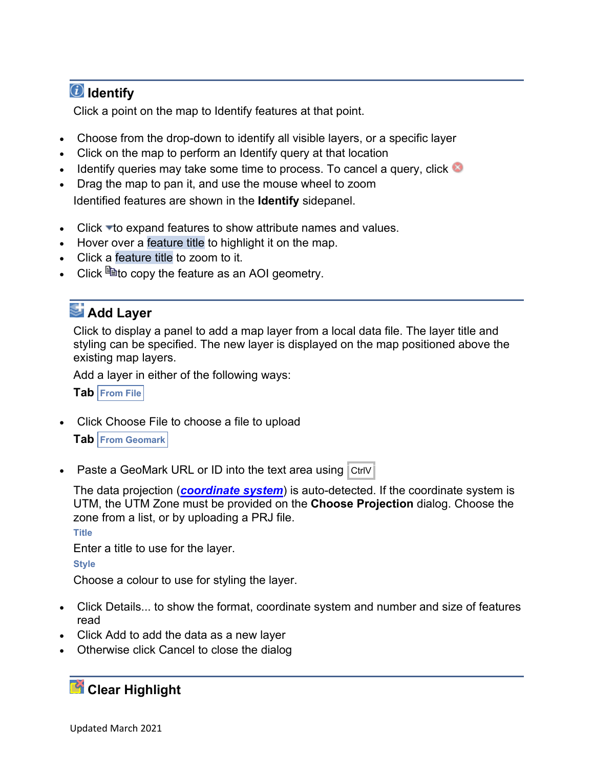## Identify

Click a point on the map to Identify features at that point.

- Choose from the drop-down to identify all visible layers, or a specific layer
- Click on the map to perform an Identify query at that location
- Identify queries may take some time to process. To cancel a query, click
- Drag the map to pan it, and use the mouse wheel to zoom

Identified features are shown in the **Identify** sidepanel.

- Click to expand features to show attribute names and values.
- Hover over a feature title to highlight it on the map.
- Click a feature title to zoom to it.
- Click to copy the feature as an AOI geometry.

## Add Layer

Click to display a panel to add a map layer from a local data file. The layer title and styling can be specified. The new layer is displayed on the map positioned above the existing map layers.

Add a layer in either of the following ways:

**Tab** From File

- Click Choose File to choose a file to upload

**Tab** From Geomark

- Paste a GeoMark URL or ID into the text area using CtrlV

The data projection (***coordinate system***) is auto-detected. If the coordinate system is UTM, the UTM Zone must be provided on the **Choose Projection** dialog. Choose the zone from a list, or by uploading a PRJ file.

**Title**

Enter a title to use for the layer.

**Style**

Choose a colour to use for styling the layer.

- Click Details... to show the format, coordinate system and number and size of features read
- Click Add to add the data as a new layer
- Otherwise click Cancel to close the dialog

## Clear Highlight

Updated March 2021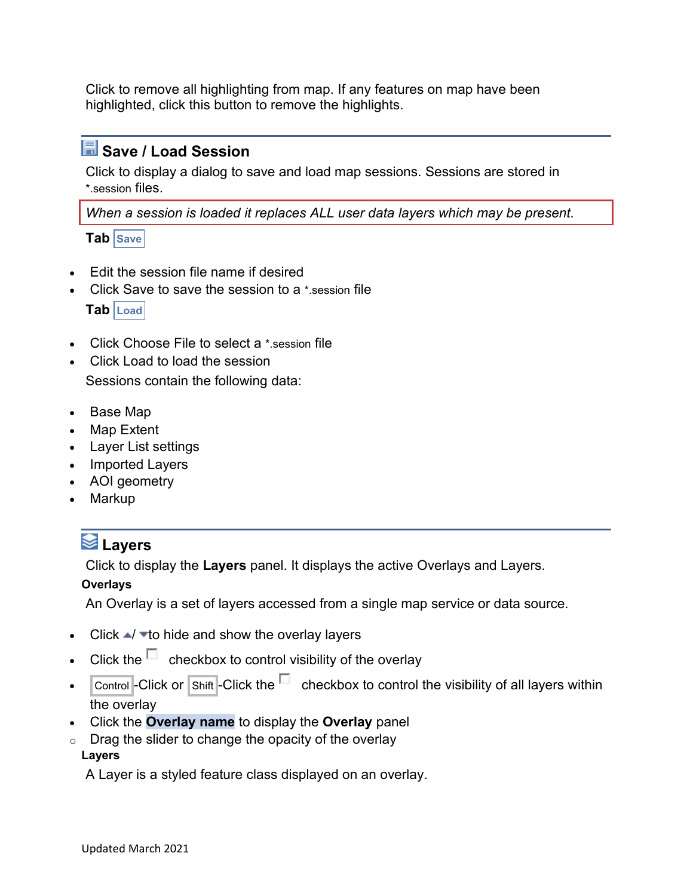Click to remove all highlighting from map. If any features on map have been highlighted, click this button to remove the highlights.

## Save / Load Session

Click to display a dialog to save and load map sessions. Sessions are stored in *.session files.

*When a session is loaded it replaces ALL user data layers which may be present.*

**Tab** Save

- Edit the session file name if desired
- Click Save to save the session to a *.session file

**Tab** Load

- Click Choose File to select a *.session file
- Click Load to load the session

Sessions contain the following data:

- Base Map
- Map Extent
- Layer List settings
- Imported Layers
- AOI geometry
- Markup

## Layers

Click to display the **Layers** panel. It displays the active Overlays and Layers.

**Overlays**

An Overlay is a set of layers accessed from a single map service or data source.

- Click ▲/ ▼to hide and show the overlay layers
- Click the ☐ checkbox to control visibility of the overlay
- Control-Click or Shift-Click the ☐ checkbox to control the visibility of all layers within the overlay
- Click the **Overlay name** to display the **Overlay** panel
    - Drag the slider to change the opacity of the overlay

**Layers**

A Layer is a styled feature class displayed on an overlay.

Updated March 2021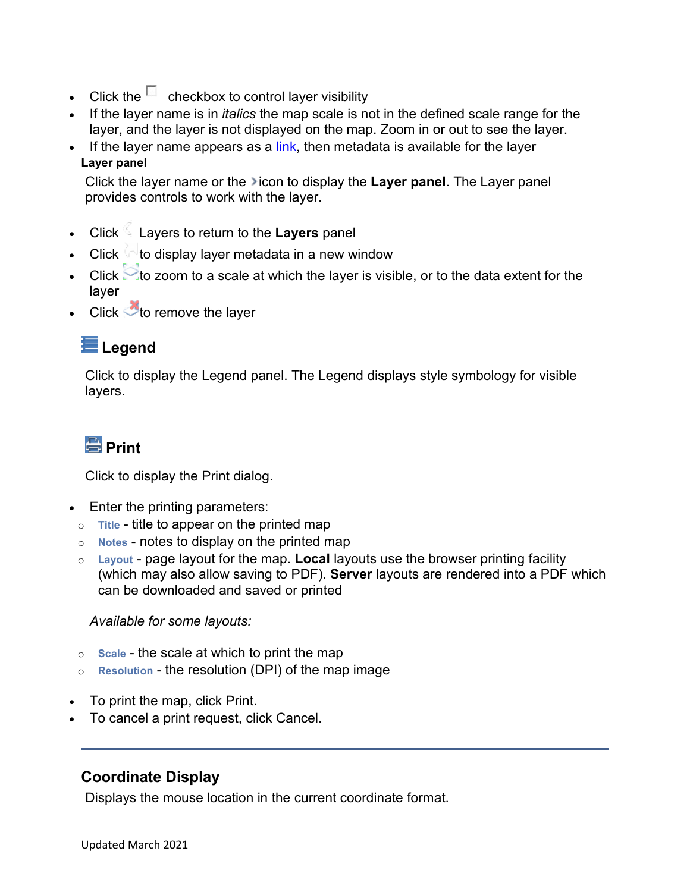- Click the checkbox to control layer visibility
- If the layer name is in *italics* the map scale is not in the defined scale range for the layer, and the layer is not displayed on the map. Zoom in or out to see the layer.
- If the layer name appears as a link, then metadata is available for the layer

**Layer panel**

Click the layer name or the icon to display the **Layer panel**. The Layer panel provides controls to work with the layer.

- Click Layers to return to the **Layers** panel
- Click to display layer metadata in a new window
- Click to zoom to a scale at which the layer is visible, or to the data extent for the layer
- Click to remove the layer

## Legend

Click to display the Legend panel. The Legend displays style symbology for visible layers.

## Print

Click to display the Print dialog.

- Enter the printing parameters:
  - **Title** - title to appear on the printed map
  - **Notes** - notes to display on the printed map
  - **Layout** - page layout for the map. **Local** layouts use the browser printing facility (which may also allow saving to PDF). **Server** layouts are rendered into a PDF which can be downloaded and saved or printed

  *Available for some layouts:*

  - **Scale** - the scale at which to print the map
  - **Resolution** - the resolution (DPI) of the map image
- To print the map, click Print.
- To cancel a print request, click Cancel.

---

## Coordinate Display

Displays the mouse location in the current coordinate format.

Updated March 2021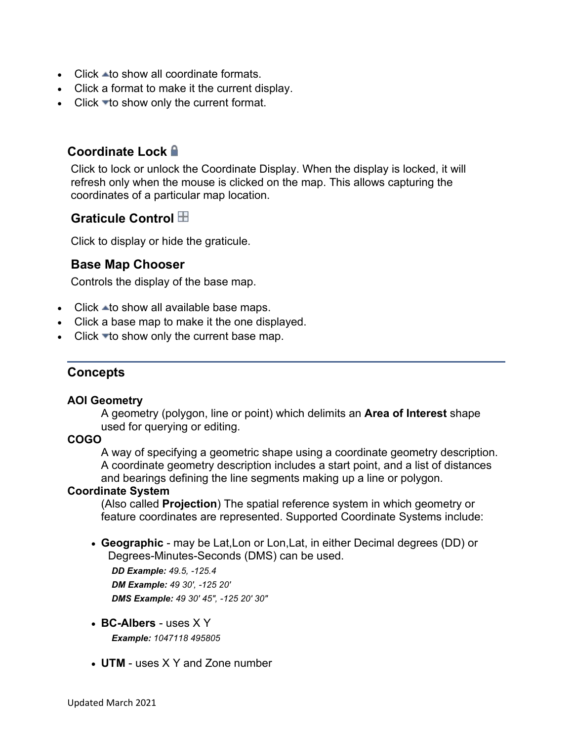- Click ▲ to show all coordinate formats.
- Click a format to make it the current display.
- Click ▼ to show only the current format.

### Coordinate Lock

Click to lock or unlock the Coordinate Display. When the display is locked, it will refresh only when the mouse is clicked on the map. This allows capturing the coordinates of a particular map location.

### Graticule Control

Click to display or hide the graticule.

### Base Map Chooser

Controls the display of the base map.

- Click ▲ to show all available base maps.
- Click a base map to make it the one displayed.
- Click ▼ to show only the current base map.

## Concepts

**AOI Geometry**
A geometry (polygon, line or point) which delimits an **Area of Interest** shape used for querying or editing.

**COGO**
A way of specifying a geometric shape using a coordinate geometry description. A coordinate geometry description includes a start point, and a list of distances and bearings defining the line segments making up a line or polygon.

**Coordinate System**
(Also called **Projection**) The spatial reference system in which geometry or feature coordinates are represented. Supported Coordinate Systems include:

- **Geographic** - may be Lat,Lon or Lon,Lat, in either Decimal degrees (DD) or Degrees-Minutes-Seconds (DMS) can be used.

  ***DD Example:*** *49.5, -125.4*

  ***DM Example:*** *49 30', -125 20'*

  ***DMS Example:*** *49 30' 45", -125 20' 30"*

- **BC-Albers** - uses X Y

  ***Example:*** *1047118 495805*

- **UTM** - uses X Y and Zone number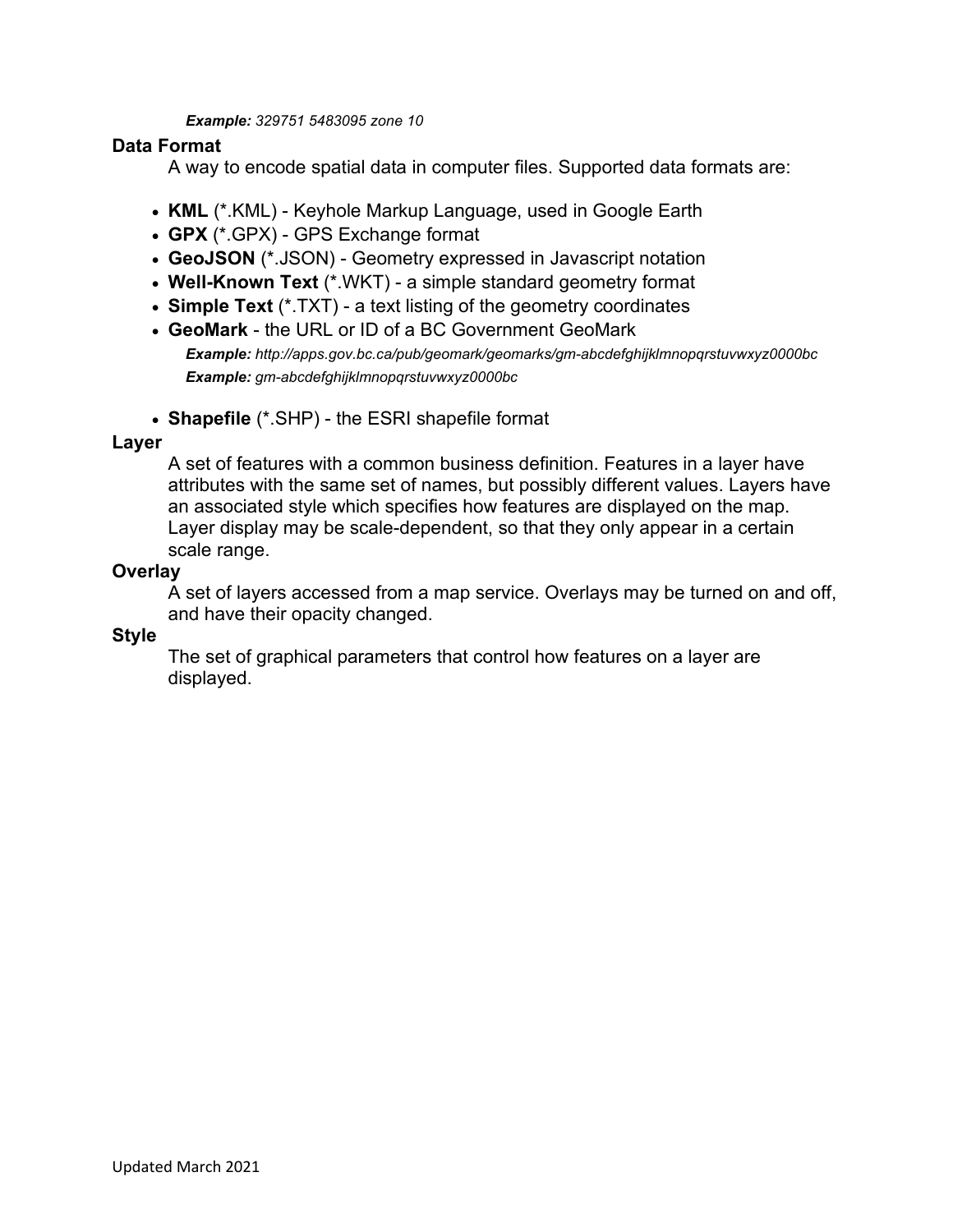***Example:** 329751 5483095 zone 10*

**Data Format**

A way to encode spatial data in computer files. Supported data formats are:

- **KML** (*.KML) - Keyhole Markup Language, used in Google Earth
- **GPX** (*.GPX) - GPS Exchange format
- **GeoJSON** (*.JSON) - Geometry expressed in Javascript notation
- **Well-Known Text** (*.WKT) - a simple standard geometry format
- **Simple Text** (*.TXT) - a text listing of the geometry coordinates
- **GeoMark** - the URL or ID of a BC Government GeoMark

  ***Example:** http://apps.gov.bc.ca/pub/geomark/geomarks/gm-abcdefghijklmnopqrstuvwxyz0000bc*

  ***Example:** gm-abcdefghijklmnopqrstuvwxyz0000bc*

- **Shapefile** (*.SHP) - the ESRI shapefile format

**Layer**

A set of features with a common business definition. Features in a layer have attributes with the same set of names, but possibly different values. Layers have an associated style which specifies how features are displayed on the map. Layer display may be scale-dependent, so that they only appear in a certain scale range.

**Overlay**

A set of layers accessed from a map service. Overlays may be turned on and off, and have their opacity changed.

**Style**

The set of graphical parameters that control how features on a layer are displayed.

Updated March 2021